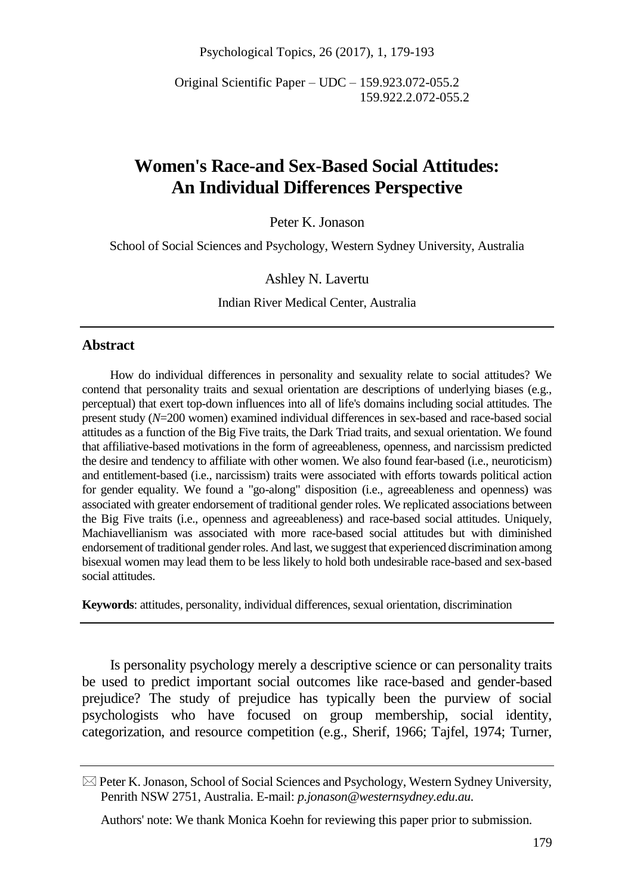Original Scientific Paper – UDC – 159.923.072-055.2
159.922.2.072-055.2

# Women's Race-and Sex-Based Social Attitudes: An Individual Differences Perspective

Peter K. Jonason

School of Social Sciences and Psychology, Western Sydney University, Australia

Ashley N. Lavertu

Indian River Medical Center, Australia

## Abstract

How do individual differences in personality and sexuality relate to social attitudes? We contend that personality traits and sexual orientation are descriptions of underlying biases (e.g., perceptual) that exert top-down influences into all of life's domains including social attitudes. The present study (*N*=200 women) examined individual differences in sex-based and race-based social attitudes as a function of the Big Five traits, the Dark Triad traits, and sexual orientation. We found that affiliative-based motivations in the form of agreeableness, openness, and narcissism predicted the desire and tendency to affiliate with other women. We also found fear-based (i.e., neuroticism) and entitlement-based (i.e., narcissism) traits were associated with efforts towards political action for gender equality. We found a "go-along" disposition (i.e., agreeableness and openness) was associated with greater endorsement of traditional gender roles. We replicated associations between the Big Five traits (i.e., openness and agreeableness) and race-based social attitudes. Uniquely, Machiavellianism was associated with more race-based social attitudes but with diminished endorsement of traditional gender roles. And last, we suggest that experienced discrimination among bisexual women may lead them to be less likely to hold both undesirable race-based and sex-based social attitudes.

**Keywords**: attitudes, personality, individual differences, sexual orientation, discrimination

Is personality psychology merely a descriptive science or can personality traits be used to predict important social outcomes like race-based and gender-based prejudice? The study of prejudice has typically been the purview of social psychologists who have focused on group membership, social identity, categorization, and resource competition (e.g., Sherif, 1966; Tajfel, 1974; Turner,

✉ Peter K. Jonason, School of Social Sciences and Psychology, Western Sydney University, Penrith NSW 2751, Australia. E-mail: *p.jonason@westernsydney.edu.au*.

Authors' note: We thank Monica Koehn for reviewing this paper prior to submission.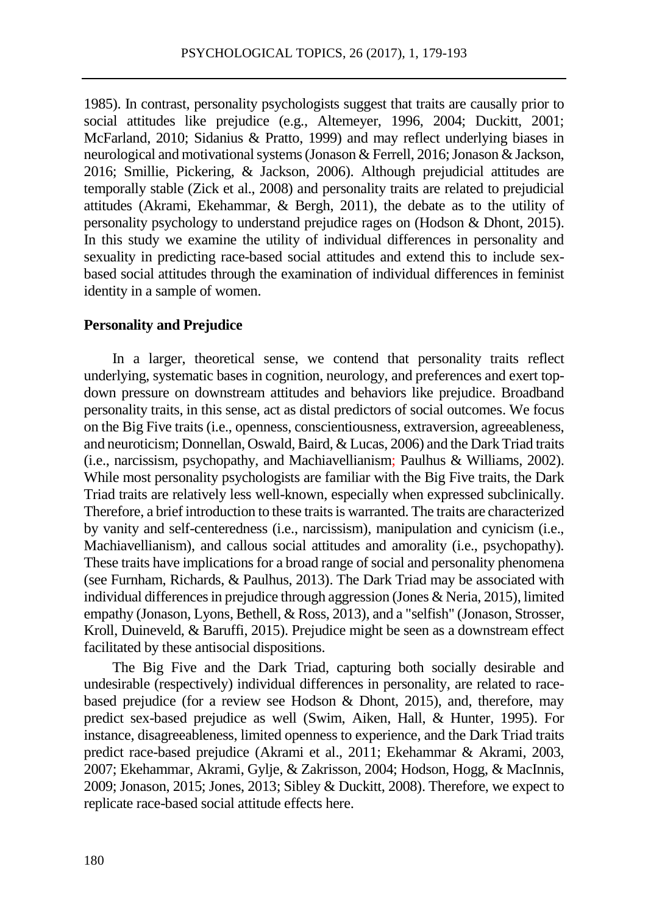1985). In contrast, personality psychologists suggest that traits are causally prior to social attitudes like prejudice (e.g., Altemeyer, 1996, 2004; Duckitt, 2001; McFarland, 2010; Sidanius & Pratto, 1999) and may reflect underlying biases in neurological and motivational systems (Jonason & Ferrell, 2016; Jonason & Jackson, 2016; Smillie, Pickering, & Jackson, 2006). Although prejudicial attitudes are temporally stable (Zick et al., 2008) and personality traits are related to prejudicial attitudes (Akrami, Ekehammar, & Bergh, 2011), the debate as to the utility of personality psychology to understand prejudice rages on (Hodson & Dhont, 2015). In this study we examine the utility of individual differences in personality and sexuality in predicting race-based social attitudes and extend this to include sex-based social attitudes through the examination of individual differences in feminist identity in a sample of women.

**Personality and Prejudice**

In a larger, theoretical sense, we contend that personality traits reflect underlying, systematic bases in cognition, neurology, and preferences and exert top-down pressure on downstream attitudes and behaviors like prejudice. Broadband personality traits, in this sense, act as distal predictors of social outcomes. We focus on the Big Five traits (i.e., openness, conscientiousness, extraversion, agreeableness, and neuroticism; Donnellan, Oswald, Baird, & Lucas, 2006) and the Dark Triad traits (i.e., narcissism, psychopathy, and Machiavellianism; Paulhus & Williams, 2002). While most personality psychologists are familiar with the Big Five traits, the Dark Triad traits are relatively less well-known, especially when expressed subclinically. Therefore, a brief introduction to these traits is warranted. The traits are characterized by vanity and self-centeredness (i.e., narcissism), manipulation and cynicism (i.e., Machiavellianism), and callous social attitudes and amorality (i.e., psychopathy). These traits have implications for a broad range of social and personality phenomena (see Furnham, Richards, & Paulhus, 2013). The Dark Triad may be associated with individual differences in prejudice through aggression (Jones & Neria, 2015), limited empathy (Jonason, Lyons, Bethell, & Ross, 2013), and a "selfish" (Jonason, Strosser, Kroll, Duineveld, & Baruffi, 2015). Prejudice might be seen as a downstream effect facilitated by these antisocial dispositions.

The Big Five and the Dark Triad, capturing both socially desirable and undesirable (respectively) individual differences in personality, are related to race-based prejudice (for a review see Hodson & Dhont, 2015), and, therefore, may predict sex-based prejudice as well (Swim, Aiken, Hall, & Hunter, 1995). For instance, disagreeableness, limited openness to experience, and the Dark Triad traits predict race-based prejudice (Akrami et al., 2011; Ekehammar & Akrami, 2003, 2007; Ekehammar, Akrami, Gylje, & Zakrisson, 2004; Hodson, Hogg, & MacInnis, 2009; Jonason, 2015; Jones, 2013; Sibley & Duckitt, 2008). Therefore, we expect to replicate race-based social attitude effects here.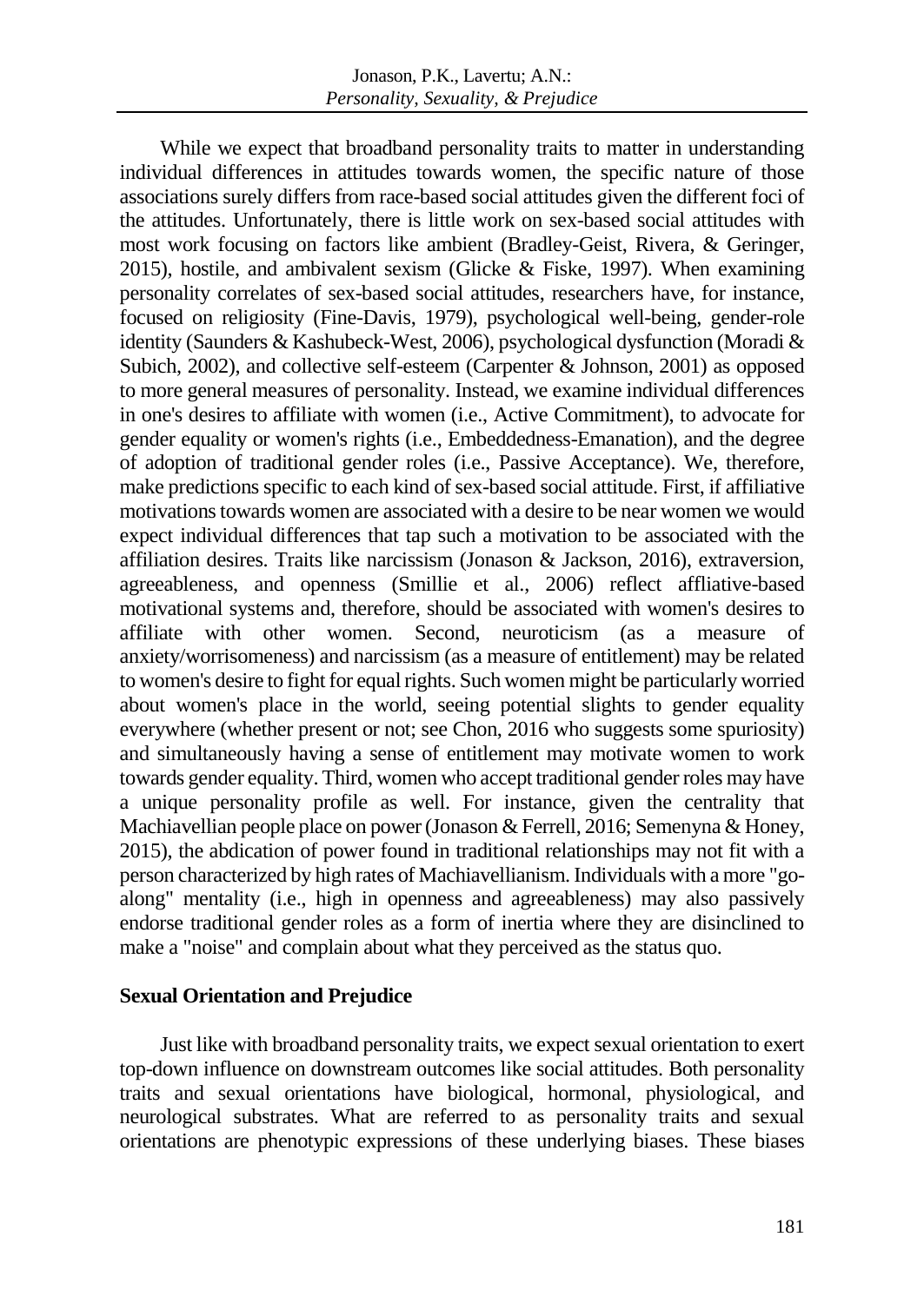While we expect that broadband personality traits to matter in understanding individual differences in attitudes towards women, the specific nature of those associations surely differs from race-based social attitudes given the different foci of the attitudes. Unfortunately, there is little work on sex-based social attitudes with most work focusing on factors like ambient (Bradley-Geist, Rivera, & Geringer, 2015), hostile, and ambivalent sexism (Glicke & Fiske, 1997). When examining personality correlates of sex-based social attitudes, researchers have, for instance, focused on religiosity (Fine-Davis, 1979), psychological well-being, gender-role identity (Saunders & Kashubeck-West, 2006), psychological dysfunction (Moradi & Subich, 2002), and collective self-esteem (Carpenter & Johnson, 2001) as opposed to more general measures of personality. Instead, we examine individual differences in one's desires to affiliate with women (i.e., Active Commitment), to advocate for gender equality or women's rights (i.e., Embeddedness-Emanation), and the degree of adoption of traditional gender roles (i.e., Passive Acceptance). We, therefore, make predictions specific to each kind of sex-based social attitude. First, if affiliative motivations towards women are associated with a desire to be near women we would expect individual differences that tap such a motivation to be associated with the affiliation desires. Traits like narcissism (Jonason & Jackson, 2016), extraversion, agreeableness, and openness (Smillie et al., 2006) reflect affliative-based motivational systems and, therefore, should be associated with women's desires to affiliate with other women. Second, neuroticism (as a measure of anxiety/worrisomeness) and narcissism (as a measure of entitlement) may be related to women's desire to fight for equal rights. Such women might be particularly worried about women's place in the world, seeing potential slights to gender equality everywhere (whether present or not; see Chon, 2016 who suggests some spuriosity) and simultaneously having a sense of entitlement may motivate women to work towards gender equality. Third, women who accept traditional gender roles may have a unique personality profile as well. For instance, given the centrality that Machiavellian people place on power (Jonason & Ferrell, 2016; Semenyna & Honey, 2015), the abdication of power found in traditional relationships may not fit with a person characterized by high rates of Machiavellianism. Individuals with a more "go-along" mentality (i.e., high in openness and agreeableness) may also passively endorse traditional gender roles as a form of inertia where they are disinclined to make a "noise" and complain about what they perceived as the status quo.

## Sexual Orientation and Prejudice

Just like with broadband personality traits, we expect sexual orientation to exert top-down influence on downstream outcomes like social attitudes. Both personality traits and sexual orientations have biological, hormonal, physiological, and neurological substrates. What are referred to as personality traits and sexual orientations are phenotypic expressions of these underlying biases. These biases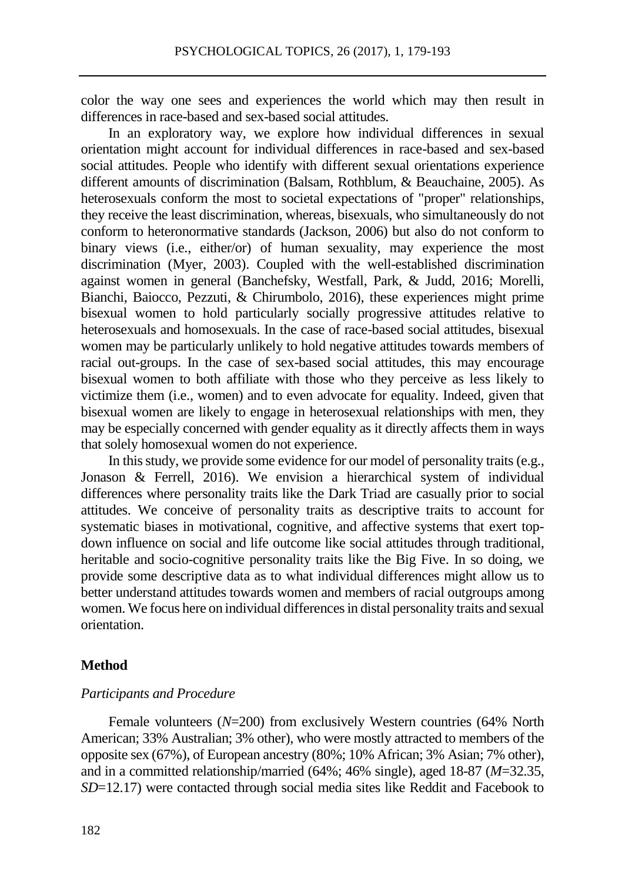color the way one sees and experiences the world which may then result in differences in race-based and sex-based social attitudes.

In an exploratory way, we explore how individual differences in sexual orientation might account for individual differences in race-based and sex-based social attitudes. People who identify with different sexual orientations experience different amounts of discrimination (Balsam, Rothblum, & Beauchaine, 2005). As heterosexuals conform the most to societal expectations of "proper" relationships, they receive the least discrimination, whereas, bisexuals, who simultaneously do not conform to heteronormative standards (Jackson, 2006) but also do not conform to binary views (i.e., either/or) of human sexuality, may experience the most discrimination (Myer, 2003). Coupled with the well-established discrimination against women in general (Banchefsky, Westfall, Park, & Judd, 2016; Morelli, Bianchi, Baiocco, Pezzuti, & Chirumbolo, 2016), these experiences might prime bisexual women to hold particularly socially progressive attitudes relative to heterosexuals and homosexuals. In the case of race-based social attitudes, bisexual women may be particularly unlikely to hold negative attitudes towards members of racial out-groups. In the case of sex-based social attitudes, this may encourage bisexual women to both affiliate with those who they perceive as less likely to victimize them (i.e., women) and to even advocate for equality. Indeed, given that bisexual women are likely to engage in heterosexual relationships with men, they may be especially concerned with gender equality as it directly affects them in ways that solely homosexual women do not experience.

In this study, we provide some evidence for our model of personality traits (e.g., Jonason & Ferrell, 2016). We envision a hierarchical system of individual differences where personality traits like the Dark Triad are casually prior to social attitudes. We conceive of personality traits as descriptive traits to account for systematic biases in motivational, cognitive, and affective systems that exert top-down influence on social and life outcome like social attitudes through traditional, heritable and socio-cognitive personality traits like the Big Five. In so doing, we provide some descriptive data as to what individual differences might allow us to better understand attitudes towards women and members of racial outgroups among women. We focus here on individual differences in distal personality traits and sexual orientation.

## Method

### *Participants and Procedure*

Female volunteers (*N*=200) from exclusively Western countries (64% North American; 33% Australian; 3% other), who were mostly attracted to members of the opposite sex (67%), of European ancestry (80%; 10% African; 3% Asian; 7% other), and in a committed relationship/married (64%; 46% single), aged 18-87 (*M*=32.35, *SD*=12.17) were contacted through social media sites like Reddit and Facebook to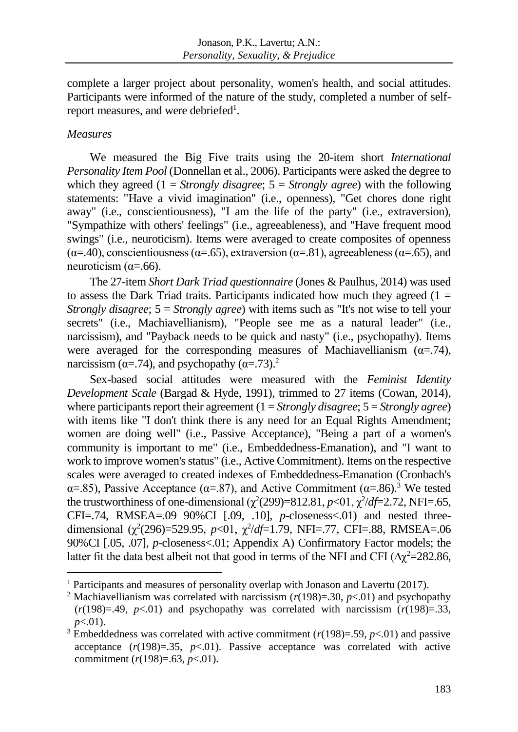complete a larger project about personality, women's health, and social attitudes. Participants were informed of the nature of the study, completed a number of self-report measures, and were debriefed[1].

*Measures*

We measured the Big Five traits using the 20-item short *International Personality Item Pool* (Donnellan et al., 2006). Participants were asked the degree to which they agreed (1 = *Strongly disagree*; 5 = *Strongly agree*) with the following statements: "Have a vivid imagination" (i.e., openness), "Get chores done right away" (i.e., conscientiousness), "I am the life of the party" (i.e., extraversion), "Sympathize with others' feelings" (i.e., agreeableness), and "Have frequent mood swings" (i.e., neuroticism). Items were averaged to create composites of openness ($\alpha$=.40), conscientiousness ($\alpha$=.65), extraversion ($\alpha$=.81), agreeableness ($\alpha$=.65), and neuroticism ($\alpha$=.66).

The 27-item *Short Dark Triad questionnaire* (Jones & Paulhus, 2014) was used to assess the Dark Triad traits. Participants indicated how much they agreed (1 = *Strongly disagree*; 5 = *Strongly agree*) with items such as "It's not wise to tell your secrets" (i.e., Machiavellianism), "People see me as a natural leader" (i.e., narcissism), and "Payback needs to be quick and nasty" (i.e., psychopathy). Items were averaged for the corresponding measures of Machiavellianism ($\alpha$=.74), narcissism ($\alpha$=.74), and psychopathy ($\alpha$=.73).[2]

Sex-based social attitudes were measured with the *Feminist Identity Development Scale* (Bargad & Hyde, 1991), trimmed to 27 items (Cowan, 2014), where participants report their agreement (1 = *Strongly disagree*; 5 = *Strongly agree*) with items like "I don't think there is any need for an Equal Rights Amendment; women are doing well" (i.e., Passive Acceptance), "Being a part of a women's community is important to me" (i.e., Embeddedness-Emanation), and "I want to work to improve women's status" (i.e., Active Commitment). Items on the respective scales were averaged to created indexes of Embeddedness-Emanation (Cronbach's $\alpha$=.85), Passive Acceptance ($\alpha$=.87), and Active Commitment ($\alpha$=.86).[3] We tested the trustworthiness of one-dimensional ($\chi^2(299)$=812.81, $p$<01, $\chi^2/df$=2.72, NFI=.65, CFI=.74, RMSEA=.09 90%CI [.09, .10], $p$-closeness<.01) and nested three-dimensional ($\chi^2(296)$=529.95, $p$<01, $\chi^2/df$=1.79, NFI=.77, CFI=.88, RMSEA=.06 90%CI [.05, .07], $p$-closeness<.01; Appendix A) Confirmatory Factor models; the latter fit the data best albeit not that good in terms of the NFI and CFI ($\Delta\chi^2$=282.86,

---

[1] Participants and measures of personality overlap with Jonason and Lavertu (2017).

[2] Machiavellianism was correlated with narcissism ($r(198)$=.30, $p$<.01) and psychopathy ($r(198)$=.49, $p$<.01) and psychopathy was correlated with narcissism ($r(198)$=.33, $p$<.01).

[3] Embeddedness was correlated with active commitment ($r(198)$=.59, $p$<.01) and passive acceptance ($r(198)$=.35, $p$<.01). Passive acceptance was correlated with active commitment ($r(198)$=.63, $p$<.01).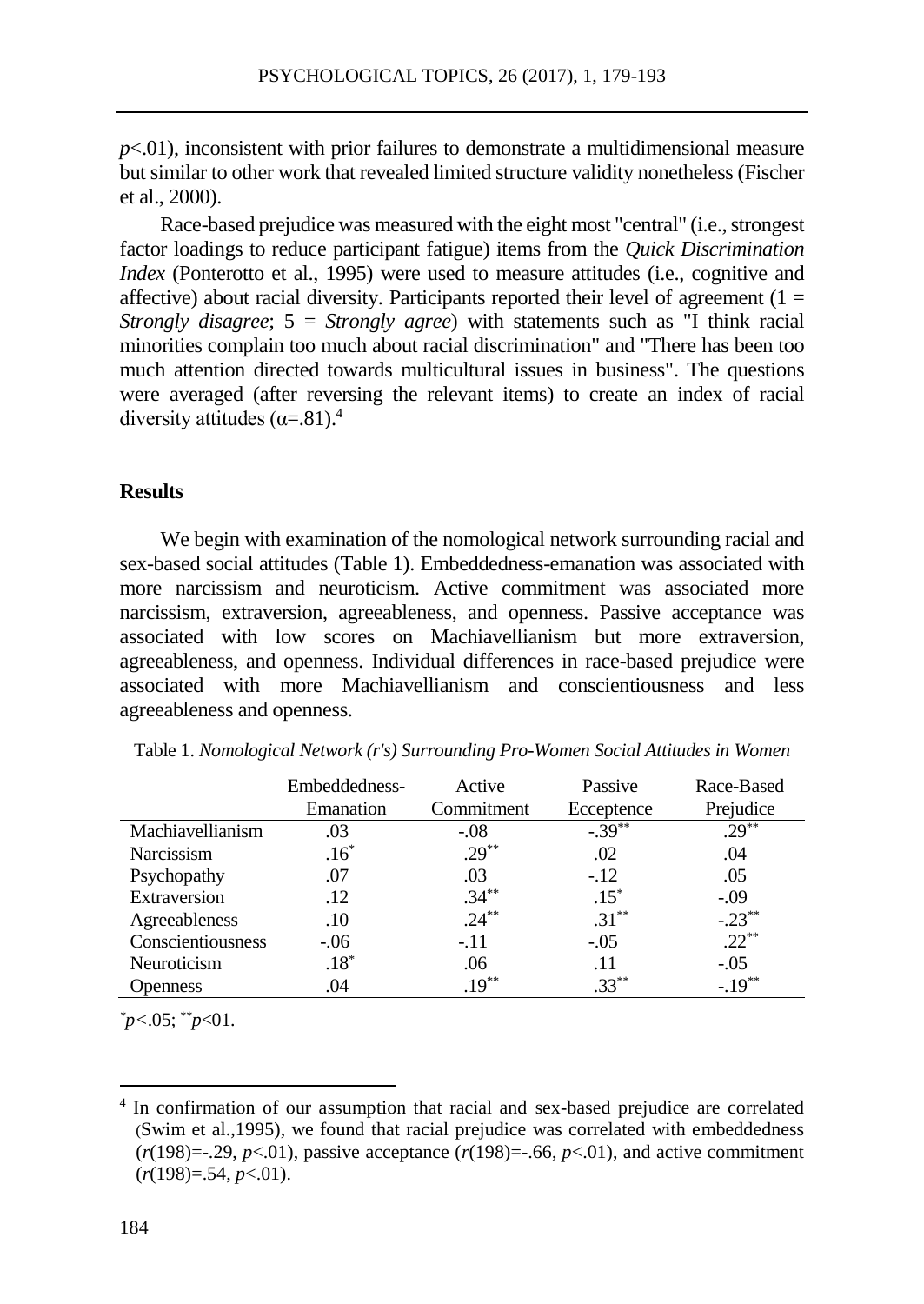$p<.01$), inconsistent with prior failures to demonstrate a multidimensional measure but similar to other work that revealed limited structure validity nonetheless (Fischer et al., 2000).

Race-based prejudice was measured with the eight most "central" (i.e., strongest factor loadings to reduce participant fatigue) items from the *Quick Discrimination Index* (Ponterotto et al., 1995) were used to measure attitudes (i.e., cognitive and affective) about racial diversity. Participants reported their level of agreement (1 = *Strongly disagree*; 5 = *Strongly agree*) with statements such as "I think racial minorities complain too much about racial discrimination" and "There has been too much attention directed towards multicultural issues in business". The questions were averaged (after reversing the relevant items) to create an index of racial diversity attitudes ($\alpha$=.81).[4]

## Results

We begin with examination of the nomological network surrounding racial and sex-based social attitudes (Table 1). Embeddedness-emanation was associated with more narcissism and neuroticism. Active commitment was associated more narcissism, extraversion, agreeableness, and openness. Passive acceptance was associated with low scores on Machiavellianism but more extraversion, agreeableness, and openness. Individual differences in race-based prejudice were associated with more Machiavellianism and conscientiousness and less agreeableness and openness.

Table 1. *Nomological Network (r's) Surrounding Pro-Women Social Attitudes in Women*

| | Embeddedness-Emanation | Active Commitment | Passive Ecceptence | Race-Based Prejudice |
|---|---|---|---|---|
| Machiavellianism | .03 | -.08 | -.39** | .29** |
| Narcissism | .16* | .29** | .02 | .04 |
| Psychopathy | .07 | .03 | -.12 | .05 |
| Extraversion | .12 | .34** | .15* | -.09 |
| Agreeableness | .10 | .24** | .31** | -.23** |
| Conscientiousness | -.06 | -.11 | -.05 | .22** |
| Neuroticism | .18* | .06 | .11 | -.05 |
| Openness | .04 | .19** | .33** | -.19** |

*$p<.05$; **$p<01$.

[4] In confirmation of our assumption that racial and sex-based prejudice are correlated (Swim et al.,1995), we found that racial prejudice was correlated with embeddedness ($r(198)=-.29$, $p<.01$), passive acceptance ($r(198)=-.66$, $p<.01$), and active commitment ($r(198)=.54$, $p<.01$).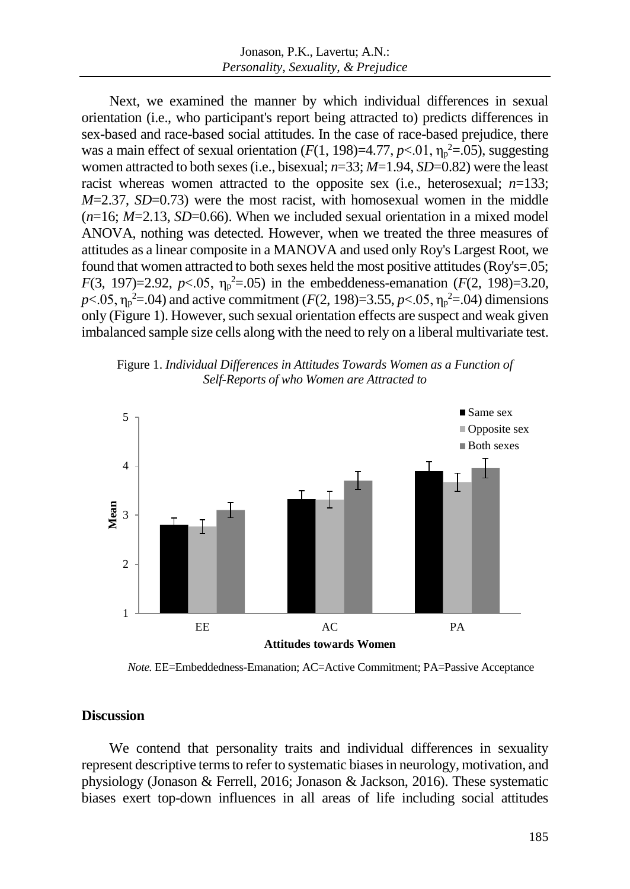Next, we examined the manner by which individual differences in sexual orientation (i.e., who participant's report being attracted to) predicts differences in sex-based and race-based social attitudes. In the case of race-based prejudice, there was a main effect of sexual orientation ($F(1, 198)=4.77$, $p<.01$, $\eta_p^2=.05$), suggesting women attracted to both sexes (i.e., bisexual; $n=33$; $M=1.94$, $SD=0.82$) were the least racist whereas women attracted to the opposite sex (i.e., heterosexual; $n=133$; $M=2.37$, $SD=0.73$) were the most racist, with homosexual women in the middle ($n=16$; $M=2.13$, $SD=0.66$). When we included sexual orientation in a mixed model ANOVA, nothing was detected. However, when we treated the three measures of attitudes as a linear composite in a MANOVA and used only Roy's Largest Root, we found that women attracted to both sexes held the most positive attitudes (Roy's=.05; $F(3, 197)=2.92$, $p<.05$, $\eta_p^2=.05$) in the embeddeness-emanation ($F(2, 198)=3.20$, $p<.05$, $\eta_p^2=.04$) and active commitment ($F(2, 198)=3.55$, $p<.05$, $\eta_p^2=.04$) dimensions only (Figure 1). However, such sexual orientation effects are suspect and weak given imbalanced sample size cells along with the need to rely on a liberal multivariate test.

Figure 1. *Individual Differences in Attitudes Towards Women as a Function of Self-Reports of who Women are Attracted to*

*Note.* EE=Embeddedness-Emanation; AC=Active Commitment; PA=Passive Acceptance

## Discussion

We contend that personality traits and individual differences in sexuality represent descriptive terms to refer to systematic biases in neurology, motivation, and physiology (Jonason & Ferrell, 2016; Jonason & Jackson, 2016). These systematic biases exert top-down influences in all areas of life including social attitudes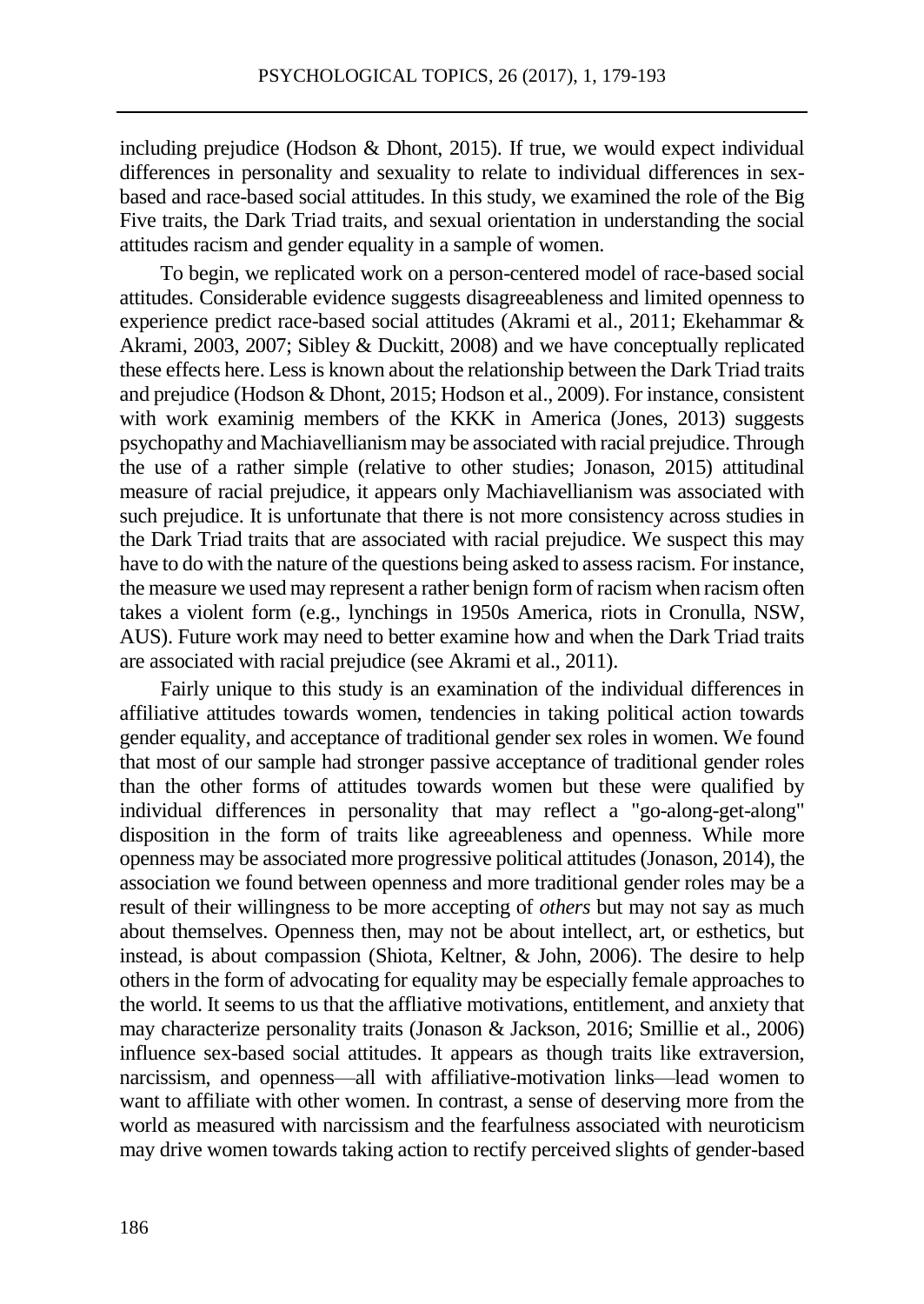including prejudice (Hodson & Dhont, 2015). If true, we would expect individual differences in personality and sexuality to relate to individual differences in sex-based and race-based social attitudes. In this study, we examined the role of the Big Five traits, the Dark Triad traits, and sexual orientation in understanding the social attitudes racism and gender equality in a sample of women.

To begin, we replicated work on a person-centered model of race-based social attitudes. Considerable evidence suggests disagreeableness and limited openness to experience predict race-based social attitudes (Akrami et al., 2011; Ekehammar & Akrami, 2003, 2007; Sibley & Duckitt, 2008) and we have conceptually replicated these effects here. Less is known about the relationship between the Dark Triad traits and prejudice (Hodson & Dhont, 2015; Hodson et al., 2009). For instance, consistent with work examinig members of the KKK in America (Jones, 2013) suggests psychopathy and Machiavellianism may be associated with racial prejudice. Through the use of a rather simple (relative to other studies; Jonason, 2015) attitudinal measure of racial prejudice, it appears only Machiavellianism was associated with such prejudice. It is unfortunate that there is not more consistency across studies in the Dark Triad traits that are associated with racial prejudice. We suspect this may have to do with the nature of the questions being asked to assess racism. For instance, the measure we used may represent a rather benign form of racism when racism often takes a violent form (e.g., lynchings in 1950s America, riots in Cronulla, NSW, AUS). Future work may need to better examine how and when the Dark Triad traits are associated with racial prejudice (see Akrami et al., 2011).

Fairly unique to this study is an examination of the individual differences in affiliative attitudes towards women, tendencies in taking political action towards gender equality, and acceptance of traditional gender sex roles in women. We found that most of our sample had stronger passive acceptance of traditional gender roles than the other forms of attitudes towards women but these were qualified by individual differences in personality that may reflect a "go-along-get-along" disposition in the form of traits like agreeableness and openness. While more openness may be associated more progressive political attitudes (Jonason, 2014), the association we found between openness and more traditional gender roles may be a result of their willingness to be more accepting of *others* but may not say as much about themselves. Openness then, may not be about intellect, art, or esthetics, but instead, is about compassion (Shiota, Keltner, & John, 2006). The desire to help others in the form of advocating for equality may be especially female approaches to the world. It seems to us that the affliative motivations, entitlement, and anxiety that may characterize personality traits (Jonason & Jackson, 2016; Smillie et al., 2006) influence sex-based social attitudes. It appears as though traits like extraversion, narcissism, and openness—all with affiliative-motivation links—lead women to want to affiliate with other women. In contrast, a sense of deserving more from the world as measured with narcissism and the fearfulness associated with neuroticism may drive women towards taking action to rectify perceived slights of gender-based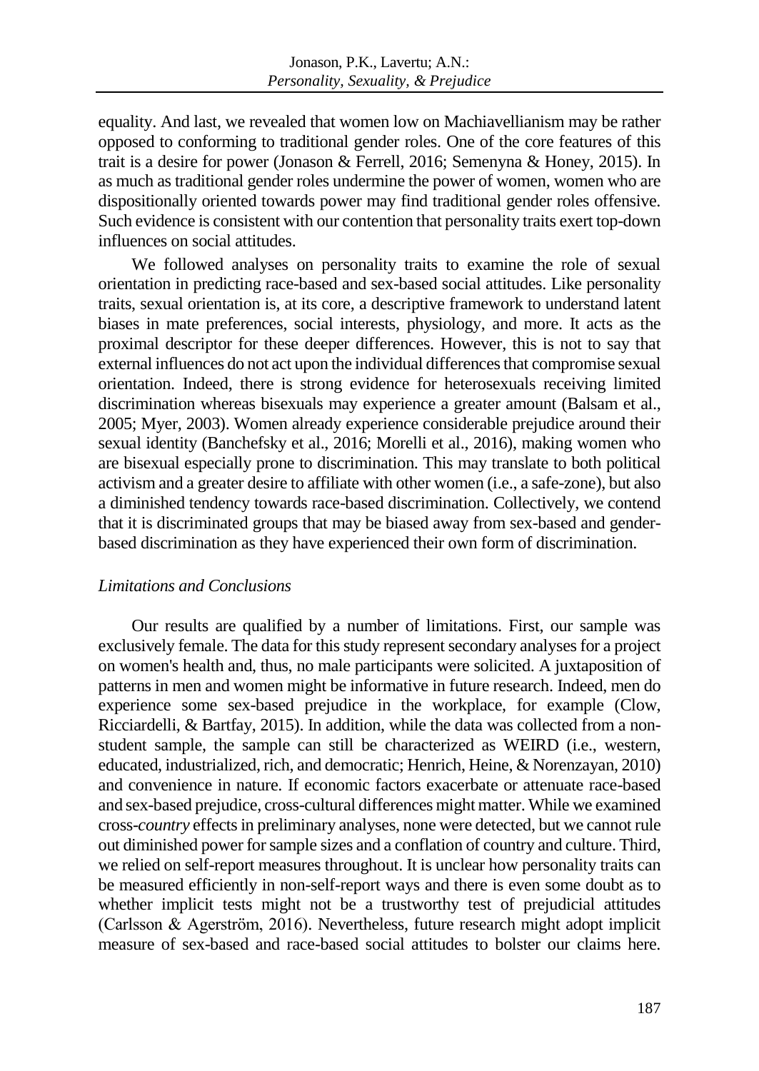equality. And last, we revealed that women low on Machiavellianism may be rather opposed to conforming to traditional gender roles. One of the core features of this trait is a desire for power (Jonason & Ferrell, 2016; Semenyna & Honey, 2015). In as much as traditional gender roles undermine the power of women, women who are dispositionally oriented towards power may find traditional gender roles offensive. Such evidence is consistent with our contention that personality traits exert top-down influences on social attitudes.

We followed analyses on personality traits to examine the role of sexual orientation in predicting race-based and sex-based social attitudes. Like personality traits, sexual orientation is, at its core, a descriptive framework to understand latent biases in mate preferences, social interests, physiology, and more. It acts as the proximal descriptor for these deeper differences. However, this is not to say that external influences do not act upon the individual differences that compromise sexual orientation. Indeed, there is strong evidence for heterosexuals receiving limited discrimination whereas bisexuals may experience a greater amount (Balsam et al., 2005; Myer, 2003). Women already experience considerable prejudice around their sexual identity (Banchefsky et al., 2016; Morelli et al., 2016), making women who are bisexual especially prone to discrimination. This may translate to both political activism and a greater desire to affiliate with other women (i.e., a safe-zone), but also a diminished tendency towards race-based discrimination. Collectively, we contend that it is discriminated groups that may be biased away from sex-based and gender-based discrimination as they have experienced their own form of discrimination.

### *Limitations and Conclusions*

Our results are qualified by a number of limitations. First, our sample was exclusively female. The data for this study represent secondary analyses for a project on women's health and, thus, no male participants were solicited. A juxtaposition of patterns in men and women might be informative in future research. Indeed, men do experience some sex-based prejudice in the workplace, for example (Clow, Ricciardelli, & Bartfay, 2015). In addition, while the data was collected from a non-student sample, the sample can still be characterized as WEIRD (i.e., western, educated, industrialized, rich, and democratic; Henrich, Heine, & Norenzayan, 2010) and convenience in nature. If economic factors exacerbate or attenuate race-based and sex-based prejudice, cross-cultural differences might matter. While we examined cross-*country* effects in preliminary analyses, none were detected, but we cannot rule out diminished power for sample sizes and a conflation of country and culture. Third, we relied on self-report measures throughout. It is unclear how personality traits can be measured efficiently in non-self-report ways and there is even some doubt as to whether implicit tests might not be a trustworthy test of prejudicial attitudes (Carlsson & Agerström, 2016). Nevertheless, future research might adopt implicit measure of sex-based and race-based social attitudes to bolster our claims here.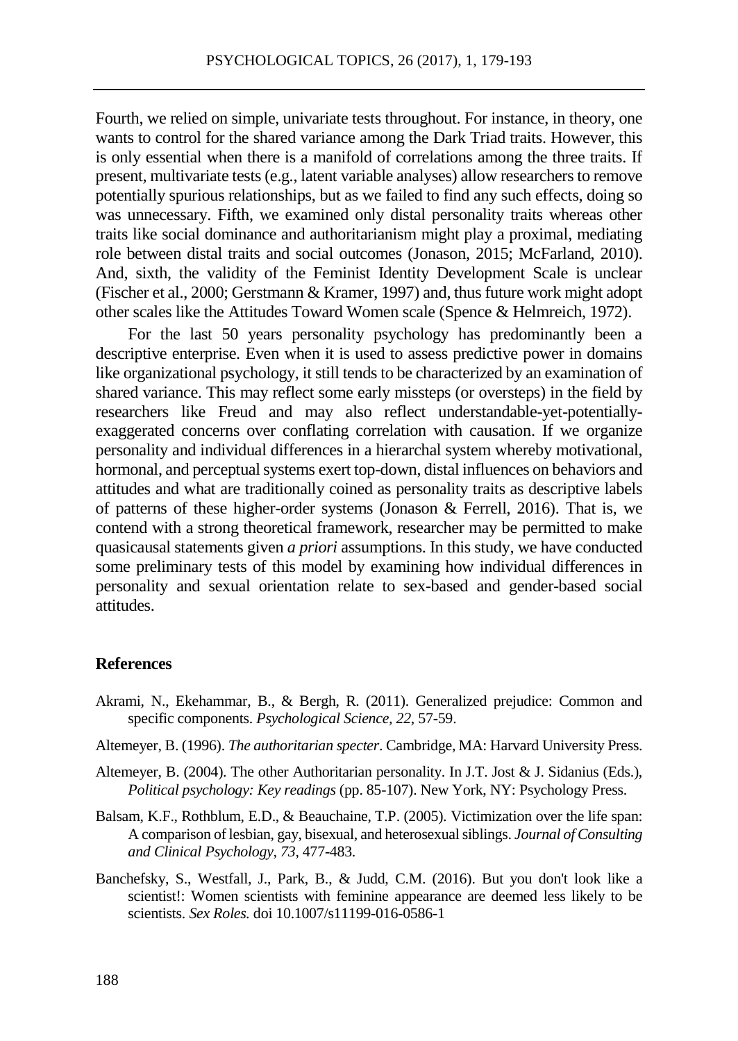Fourth, we relied on simple, univariate tests throughout. For instance, in theory, one wants to control for the shared variance among the Dark Triad traits. However, this is only essential when there is a manifold of correlations among the three traits. If present, multivariate tests (e.g., latent variable analyses) allow researchers to remove potentially spurious relationships, but as we failed to find any such effects, doing so was unnecessary. Fifth, we examined only distal personality traits whereas other traits like social dominance and authoritarianism might play a proximal, mediating role between distal traits and social outcomes (Jonason, 2015; McFarland, 2010). And, sixth, the validity of the Feminist Identity Development Scale is unclear (Fischer et al., 2000; Gerstmann & Kramer, 1997) and, thus future work might adopt other scales like the Attitudes Toward Women scale (Spence & Helmreich, 1972).

For the last 50 years personality psychology has predominantly been a descriptive enterprise. Even when it is used to assess predictive power in domains like organizational psychology, it still tends to be characterized by an examination of shared variance. This may reflect some early missteps (or oversteps) in the field by researchers like Freud and may also reflect understandable-yet-potentially-exaggerated concerns over conflating correlation with causation. If we organize personality and individual differences in a hierarchal system whereby motivational, hormonal, and perceptual systems exert top-down, distal influences on behaviors and attitudes and what are traditionally coined as personality traits as descriptive labels of patterns of these higher-order systems (Jonason & Ferrell, 2016). That is, we contend with a strong theoretical framework, researcher may be permitted to make quasicausal statements given *a priori* assumptions. In this study, we have conducted some preliminary tests of this model by examining how individual differences in personality and sexual orientation relate to sex-based and gender-based social attitudes.

## References

Akrami, N., Ekehammar, B., & Bergh, R. (2011). Generalized prejudice: Common and specific components. *Psychological Science, 22*, 57-59.

Altemeyer, B. (1996). *The authoritarian specter*. Cambridge, MA: Harvard University Press.

Altemeyer, B. (2004). The other Authoritarian personality. In J.T. Jost & J. Sidanius (Eds.), *Political psychology: Key readings* (pp. 85-107). New York, NY: Psychology Press.

Balsam, K.F., Rothblum, E.D., & Beauchaine, T.P. (2005). Victimization over the life span: A comparison of lesbian, gay, bisexual, and heterosexual siblings. *Journal of Consulting and Clinical Psychology, 73*, 477-483.

Banchefsky, S., Westfall, J., Park, B., & Judd, C.M. (2016). But you don't look like a scientist!: Women scientists with feminine appearance are deemed less likely to be scientists. *Sex Roles.* doi 10.1007/s11199-016-0586-1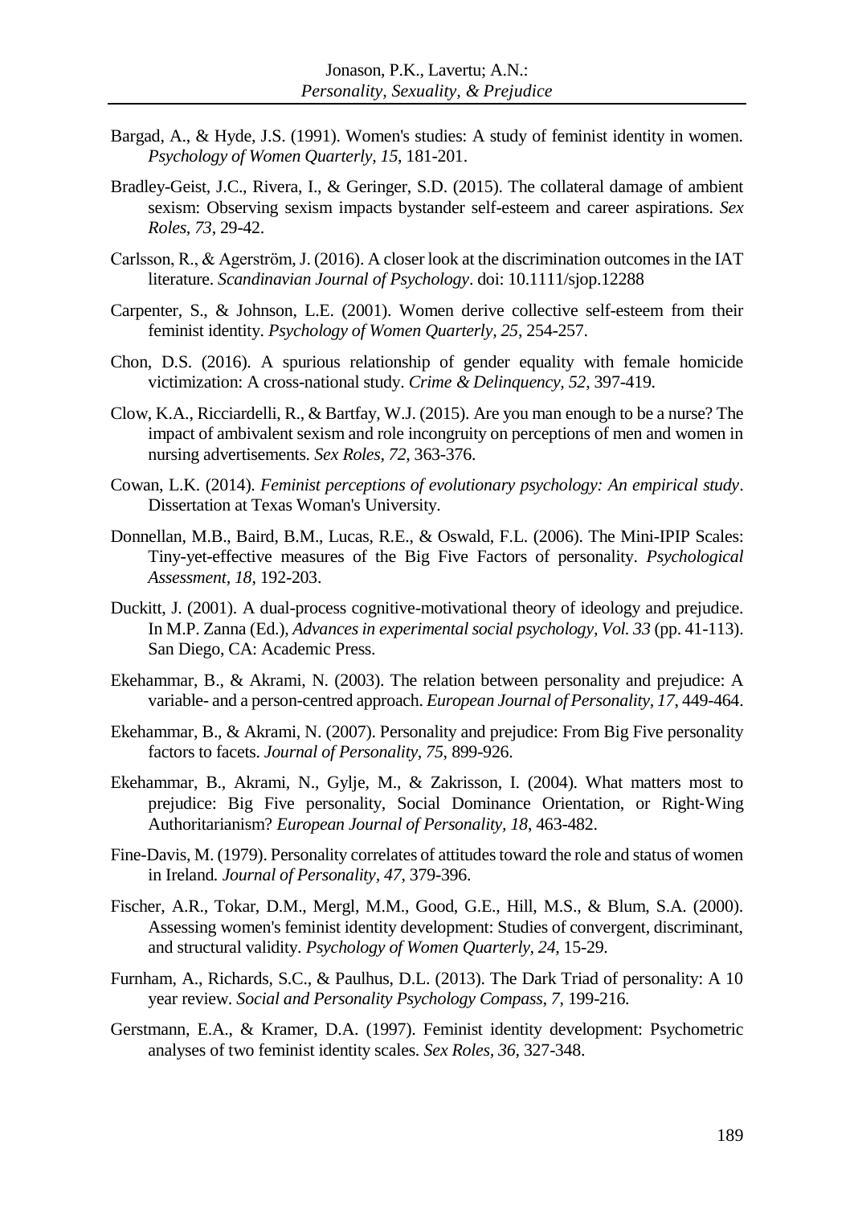Bargad, A., & Hyde, J.S. (1991). Women's studies: A study of feminist identity in women. *Psychology of Women Quarterly*, *15*, 181-201.

Bradley-Geist, J.C., Rivera, I., & Geringer, S.D. (2015). The collateral damage of ambient sexism: Observing sexism impacts bystander self-esteem and career aspirations. *Sex Roles*, *73*, 29-42.

Carlsson, R., & Agerström, J. (2016). A closer look at the discrimination outcomes in the IAT literature. *Scandinavian Journal of Psychology*. doi: 10.1111/sjop.12288

Carpenter, S., & Johnson, L.E. (2001). Women derive collective self-esteem from their feminist identity. *Psychology of Women Quarterly*, *25*, 254-257.

Chon, D.S. (2016). A spurious relationship of gender equality with female homicide victimization: A cross-national study. *Crime & Delinquency*, *52*, 397-419.

Clow, K.A., Ricciardelli, R., & Bartfay, W.J. (2015). Are you man enough to be a nurse? The impact of ambivalent sexism and role incongruity on perceptions of men and women in nursing advertisements. *Sex Roles*, *72*, 363-376.

Cowan, L.K. (2014). *Feminist perceptions of evolutionary psychology: An empirical study*. Dissertation at Texas Woman's University.

Donnellan, M.B., Baird, B.M., Lucas, R.E., & Oswald, F.L. (2006). The Mini-IPIP Scales: Tiny-yet-effective measures of the Big Five Factors of personality. *Psychological Assessment*, *18*, 192-203.

Duckitt, J. (2001). A dual-process cognitive-motivational theory of ideology and prejudice. In M.P. Zanna (Ed.), *Advances in experimental social psychology*, *Vol. 33* (pp. 41-113). San Diego, CA: Academic Press.

Ekehammar, B., & Akrami, N. (2003). The relation between personality and prejudice: A variable- and a person-centred approach. *European Journal of Personality*, *17*, 449-464.

Ekehammar, B., & Akrami, N. (2007). Personality and prejudice: From Big Five personality factors to facets. *Journal of Personality*, *75*, 899-926.

Ekehammar, B., Akrami, N., Gylje, M., & Zakrisson, I. (2004). What matters most to prejudice: Big Five personality, Social Dominance Orientation, or Right-Wing Authoritarianism? *European Journal of Personality*, *18*, 463-482.

Fine-Davis, M. (1979). Personality correlates of attitudes toward the role and status of women in Ireland. *Journal of Personality*, *47*, 379-396.

Fischer, A.R., Tokar, D.M., Mergl, M.M., Good, G.E., Hill, M.S., & Blum, S.A. (2000). Assessing women's feminist identity development: Studies of convergent, discriminant, and structural validity. *Psychology of Women Quarterly*, *24*, 15-29.

Furnham, A., Richards, S.C., & Paulhus, D.L. (2013). The Dark Triad of personality: A 10 year review. *Social and Personality Psychology Compass*, *7*, 199-216.

Gerstmann, E.A., & Kramer, D.A. (1997). Feminist identity development: Psychometric analyses of two feminist identity scales. *Sex Roles*, *36*, 327-348.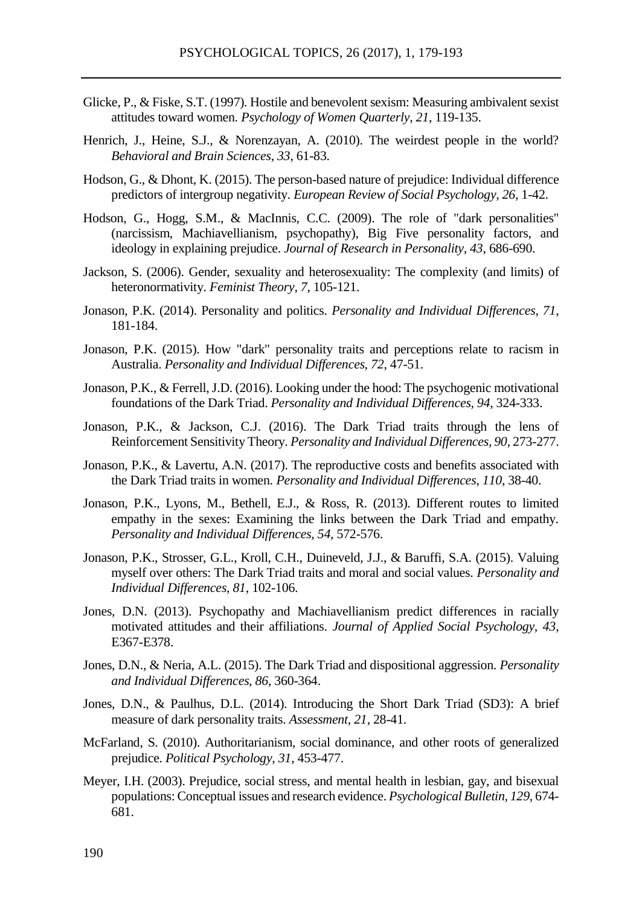Glicke, P., & Fiske, S.T. (1997). Hostile and benevolent sexism: Measuring ambivalent sexist attitudes toward women. *Psychology of Women Quarterly*, *21*, 119-135.

Henrich, J., Heine, S.J., & Norenzayan, A. (2010). The weirdest people in the world? *Behavioral and Brain Sciences*, *33*, 61-83.

Hodson, G., & Dhont, K. (2015). The person-based nature of prejudice: Individual difference predictors of intergroup negativity. *European Review of Social Psychology*, *26*, 1-42.

Hodson, G., Hogg, S.M., & MacInnis, C.C. (2009). The role of "dark personalities" (narcissism, Machiavellianism, psychopathy), Big Five personality factors, and ideology in explaining prejudice. *Journal of Research in Personality*, *43*, 686-690.

Jackson, S. (2006). Gender, sexuality and heterosexuality: The complexity (and limits) of heteronormativity. *Feminist Theory*, *7*, 105-121.

Jonason, P.K. (2014). Personality and politics. *Personality and Individual Differences*, *71*, 181-184.

Jonason, P.K. (2015). How "dark" personality traits and perceptions relate to racism in Australia. *Personality and Individual Differences*, *72*, 47-51.

Jonason, P.K., & Ferrell, J.D. (2016). Looking under the hood: The psychogenic motivational foundations of the Dark Triad. *Personality and Individual Differences*, *94*, 324-333.

Jonason, P.K., & Jackson, C.J. (2016). The Dark Triad traits through the lens of Reinforcement Sensitivity Theory. *Personality and Individual Differences*, *90*, 273-277.

Jonason, P.K., & Lavertu, A.N. (2017). The reproductive costs and benefits associated with the Dark Triad traits in women. *Personality and Individual Differences*, *110*, 38-40.

Jonason, P.K., Lyons, M., Bethell, E.J., & Ross, R. (2013). Different routes to limited empathy in the sexes: Examining the links between the Dark Triad and empathy. *Personality and Individual Differences*, *54*, 572-576.

Jonason, P.K., Strosser, G.L., Kroll, C.H., Duineveld, J.J., & Baruffi, S.A. (2015). Valuing myself over others: The Dark Triad traits and moral and social values. *Personality and Individual Differences*, *81*, 102-106.

Jones, D.N. (2013). Psychopathy and Machiavellianism predict differences in racially motivated attitudes and their affiliations. *Journal of Applied Social Psychology*, *43*, E367-E378.

Jones, D.N., & Neria, A.L. (2015). The Dark Triad and dispositional aggression. *Personality and Individual Differences*, *86*, 360-364.

Jones, D.N., & Paulhus, D.L. (2014). Introducing the Short Dark Triad (SD3): A brief measure of dark personality traits. *Assessment*, *21*, 28-41.

McFarland, S. (2010). Authoritarianism, social dominance, and other roots of generalized prejudice. *Political Psychology*, *31*, 453-477.

Meyer, I.H. (2003). Prejudice, social stress, and mental health in lesbian, gay, and bisexual populations: Conceptual issues and research evidence. *Psychological Bulletin*, *129*, 674-681.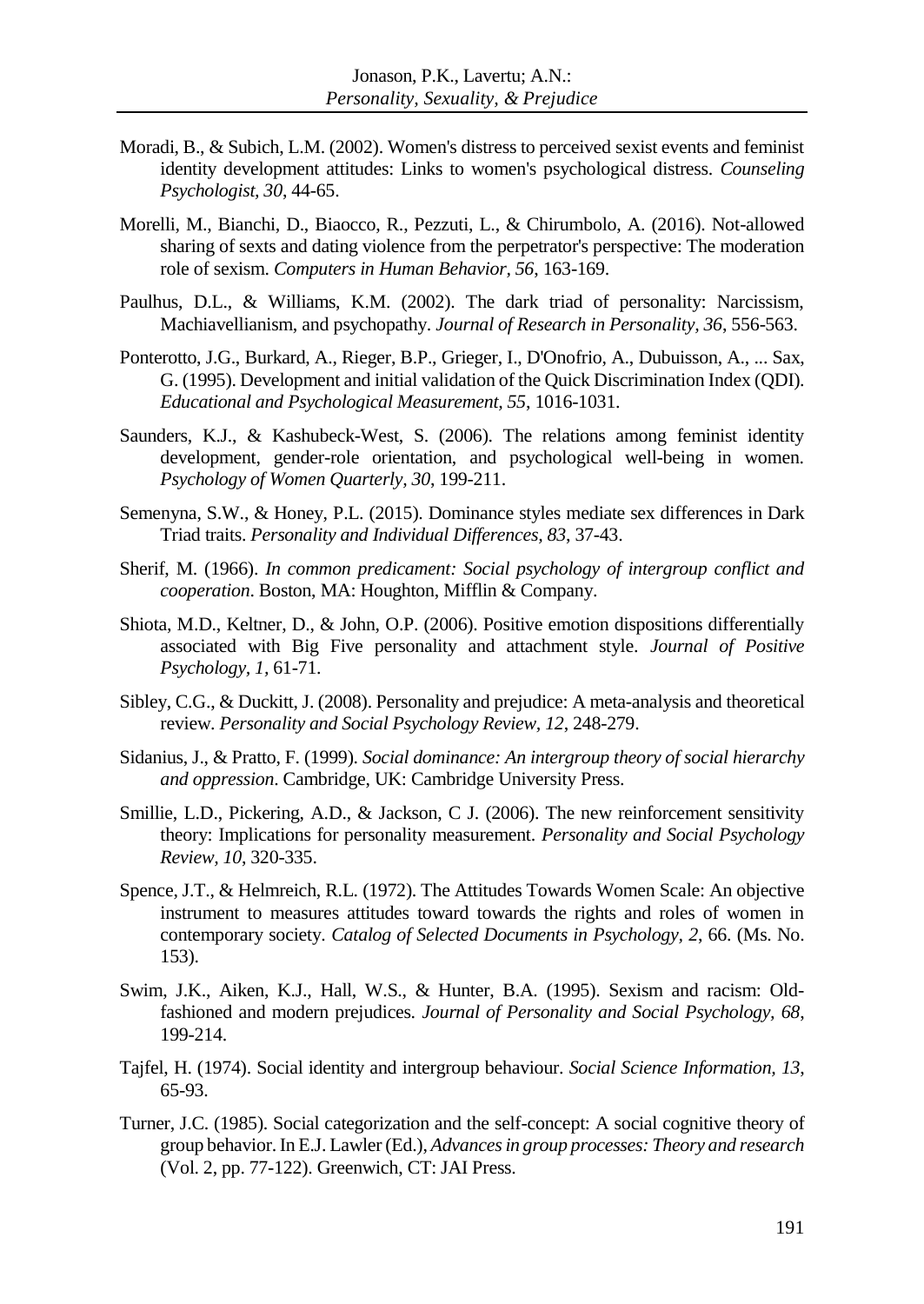Moradi, B., & Subich, L.M. (2002). Women's distress to perceived sexist events and feminist identity development attitudes: Links to women's psychological distress. *Counseling Psychologist, 30*, 44-65.

Morelli, M., Bianchi, D., Biaocco, R., Pezzuti, L., & Chirumbolo, A. (2016). Not-allowed sharing of sexts and dating violence from the perpetrator's perspective: The moderation role of sexism. *Computers in Human Behavior, 56*, 163-169.

Paulhus, D.L., & Williams, K.M. (2002). The dark triad of personality: Narcissism, Machiavellianism, and psychopathy. *Journal of Research in Personality, 36*, 556-563.

Ponterotto, J.G., Burkard, A., Rieger, B.P., Grieger, I., D'Onofrio, A., Dubuisson, A., ... Sax, G. (1995). Development and initial validation of the Quick Discrimination Index (QDI). *Educational and Psychological Measurement, 55*, 1016-1031.

Saunders, K.J., & Kashubeck-West, S. (2006). The relations among feminist identity development, gender-role orientation, and psychological well-being in women. *Psychology of Women Quarterly, 30*, 199-211.

Semenyna, S.W., & Honey, P.L. (2015). Dominance styles mediate sex differences in Dark Triad traits. *Personality and Individual Differences, 83*, 37-43.

Sherif, M. (1966). *In common predicament: Social psychology of intergroup conflict and cooperation*. Boston, MA: Houghton, Mifflin & Company.

Shiota, M.D., Keltner, D., & John, O.P. (2006). Positive emotion dispositions differentially associated with Big Five personality and attachment style. *Journal of Positive Psychology, 1*, 61-71.

Sibley, C.G., & Duckitt, J. (2008). Personality and prejudice: A meta-analysis and theoretical review. *Personality and Social Psychology Review, 12*, 248-279.

Sidanius, J., & Pratto, F. (1999). *Social dominance: An intergroup theory of social hierarchy and oppression*. Cambridge, UK: Cambridge University Press.

Smillie, L.D., Pickering, A.D., & Jackson, C J. (2006). The new reinforcement sensitivity theory: Implications for personality measurement. *Personality and Social Psychology Review, 10*, 320-335.

Spence, J.T., & Helmreich, R.L. (1972). The Attitudes Towards Women Scale: An objective instrument to measures attitudes toward towards the rights and roles of women in contemporary society. *Catalog of Selected Documents in Psychology, 2*, 66. (Ms. No. 153).

Swim, J.K., Aiken, K.J., Hall, W.S., & Hunter, B.A. (1995). Sexism and racism: Old-fashioned and modern prejudices. *Journal of Personality and Social Psychology, 68*, 199-214.

Tajfel, H. (1974). Social identity and intergroup behaviour. *Social Science Information, 13*, 65-93.

Turner, J.C. (1985). Social categorization and the self-concept: A social cognitive theory of group behavior. In E.J. Lawler (Ed.), *Advances in group processes: Theory and research* (Vol. 2, pp. 77-122). Greenwich, CT: JAI Press.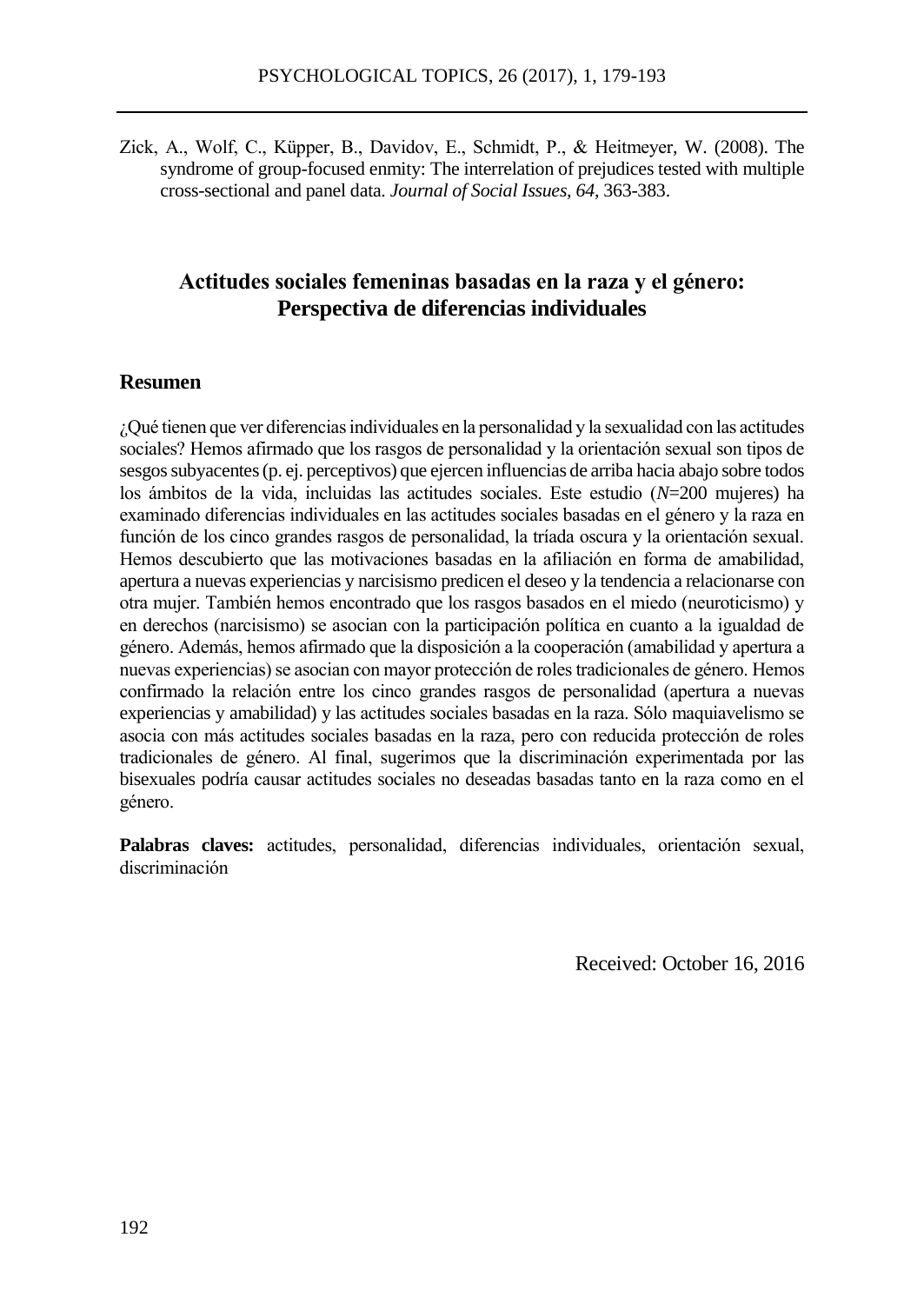Zick, A., Wolf, C., Küpper, B., Davidov, E., Schmidt, P., & Heitmeyer, W. (2008). The syndrome of group-focused enmity: The interrelation of prejudices tested with multiple cross-sectional and panel data. *Journal of Social Issues, 64,* 363-383.

## Actitudes sociales femeninas basadas en la raza y el género: Perspectiva de diferencias individuales

### Resumen

¿Qué tienen que ver diferencias individuales en la personalidad y la sexualidad con las actitudes sociales? Hemos afirmado que los rasgos de personalidad y la orientación sexual son tipos de sesgos subyacentes (p. ej. perceptivos) que ejercen influencias de arriba hacia abajo sobre todos los ámbitos de la vida, incluidas las actitudes sociales. Este estudio (*N*=200 mujeres) ha examinado diferencias individuales en las actitudes sociales basadas en el género y la raza en función de los cinco grandes rasgos de personalidad, la tríada oscura y la orientación sexual. Hemos descubierto que las motivaciones basadas en la afiliación en forma de amabilidad, apertura a nuevas experiencias y narcisismo predicen el deseo y la tendencia a relacionarse con otra mujer. También hemos encontrado que los rasgos basados en el miedo (neuroticismo) y en derechos (narcisismo) se asocian con la participación política en cuanto a la igualdad de género. Además, hemos afirmado que la disposición a la cooperación (amabilidad y apertura a nuevas experiencias) se asocian con mayor protección de roles tradicionales de género. Hemos confirmado la relación entre los cinco grandes rasgos de personalidad (apertura a nuevas experiencias y amabilidad) y las actitudes sociales basadas en la raza. Sólo maquiavelismo se asocia con más actitudes sociales basadas en la raza, pero con reducida protección de roles tradicionales de género. Al final, sugerimos que la discriminación experimentada por las bisexuales podría causar actitudes sociales no deseadas basadas tanto en la raza como en el género.

**Palabras claves:** actitudes, personalidad, diferencias individuales, orientación sexual, discriminación

Received: October 16, 2016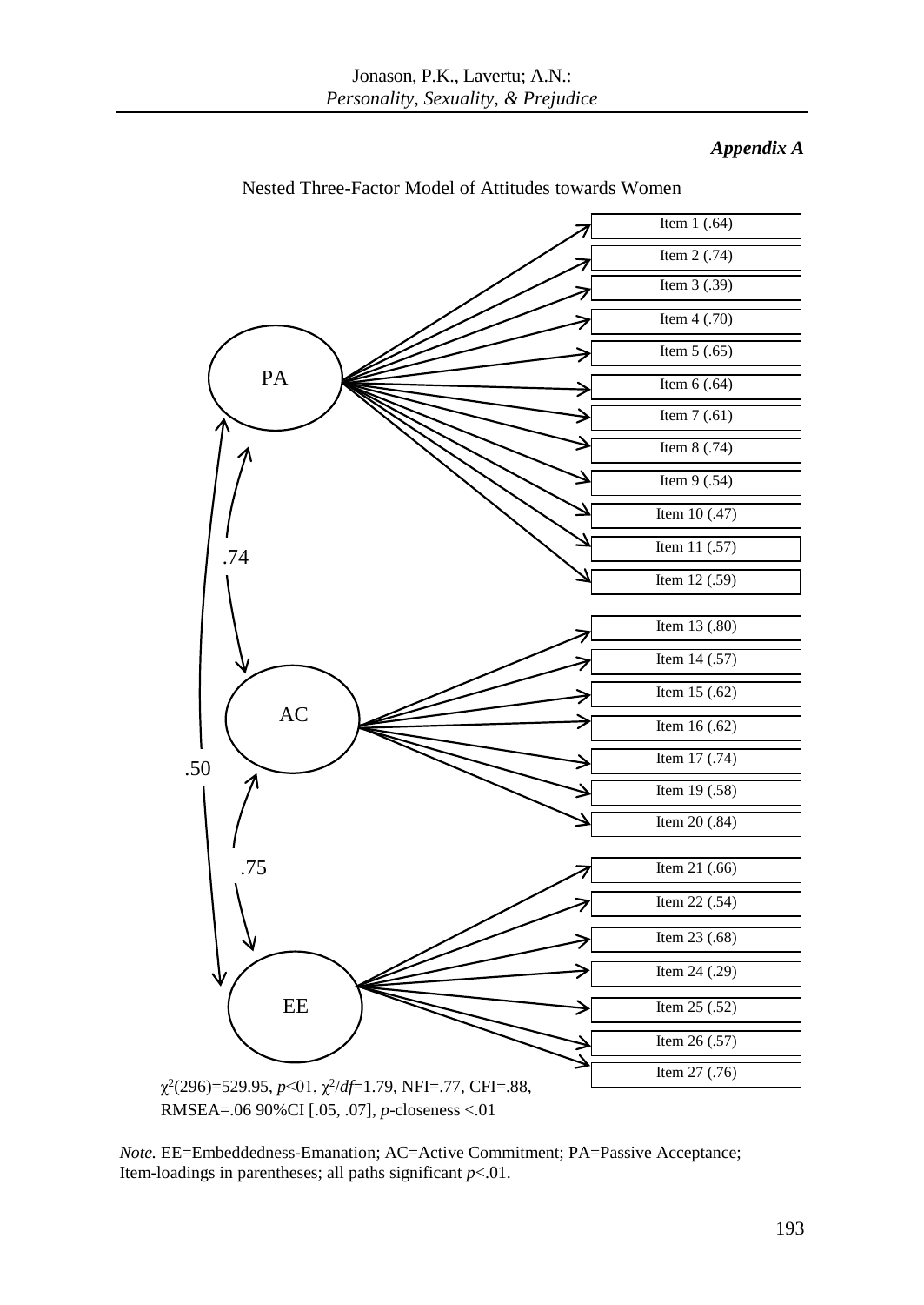*Appendix A*

Nested Three-Factor Model of Attitudes towards Women

PA

AC

EE

.74

.50

.75

Item 1 (.64)
Item 2 (.74)
Item 3 (.39)
Item 4 (.70)
Item 5 (.65)
Item 6 (.64)
Item 7 (.61)
Item 8 (.74)
Item 9 (.54)
Item 10 (.47)
Item 11 (.57)
Item 12 (.59)
Item 13 (.80)
Item 14 (.57)
Item 15 (.62)
Item 16 (.62)
Item 17 (.74)
Item 19 (.58)
Item 20 (.84)
Item 21 (.66)
Item 22 (.54)
Item 23 (.68)
Item 24 (.29)
Item 25 (.52)
Item 26 (.57)
Item 27 (.76)

$\chi^2(296)=529.95$, $p<01$, $\chi^2/df=1.79$, NFI=.77, CFI=.88, RMSEA=.06 90%CI [.05, .07], *p*-closeness <.01

*Note.* EE=Embeddedness-Emanation; AC=Active Commitment; PA=Passive Acceptance; Item-loadings in parentheses; all paths significant $p<.01$.